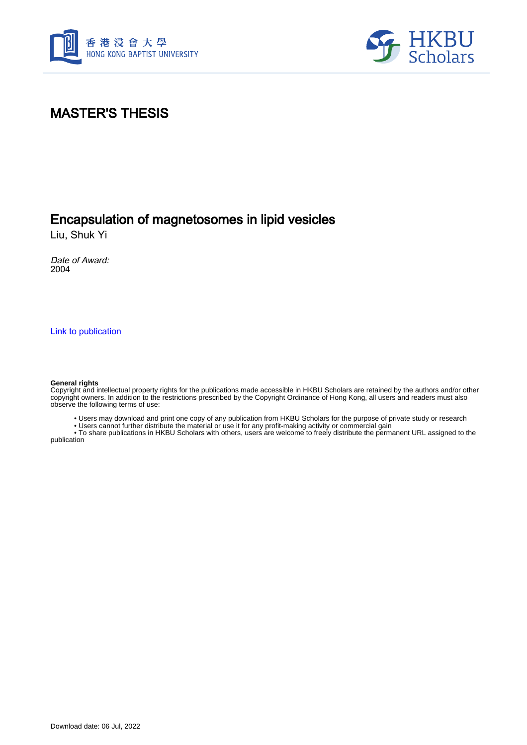# MASTER'S THESIS

## Encapsulation of magnetosomes in lipid vesicles

Liu, Shuk Yi

*Date of Award:*
2004

Link to publication

**General rights**
Copyright and intellectual property rights for the publications made accessible in HKBU Scholars are retained by the authors and/or other copyright owners. In addition to the restrictions prescribed by the Copyright Ordinance of Hong Kong, all users and readers must also observe the following terms of use:

- Users may download and print one copy of any publication from HKBU Scholars for the purpose of private study or research
- Users cannot further distribute the material or use it for any profit-making activity or commercial gain
- To share publications in HKBU Scholars with others, users are welcome to freely distribute the permanent URL assigned to the publication

Download date: 06 Jul, 2022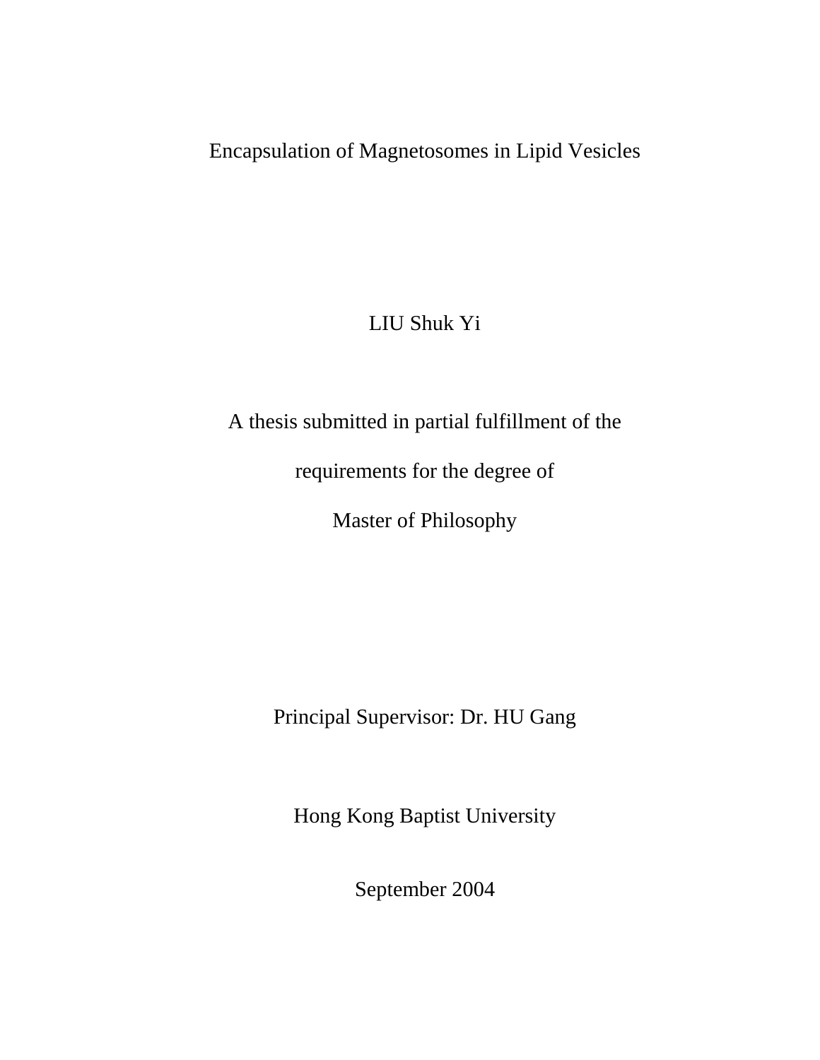# Encapsulation of Magnetosomes in Lipid Vesicles

LIU Shuk Yi

A thesis submitted in partial fulfillment of the

requirements for the degree of

Master of Philosophy

Principal Supervisor: Dr. HU Gang

Hong Kong Baptist University

September 2004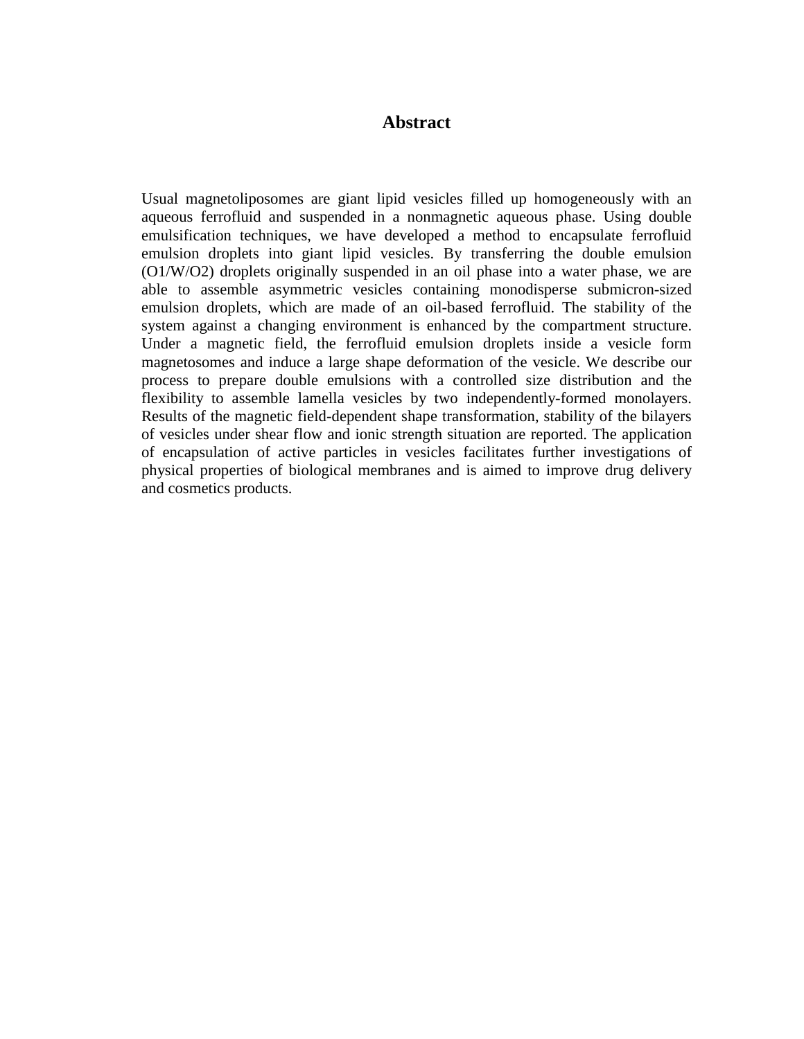## Abstract

Usual magnetoliposomes are giant lipid vesicles filled up homogeneously with an aqueous ferrofluid and suspended in a nonmagnetic aqueous phase. Using double emulsification techniques, we have developed a method to encapsulate ferrofluid emulsion droplets into giant lipid vesicles. By transferring the double emulsion (O1/W/O2) droplets originally suspended in an oil phase into a water phase, we are able to assemble asymmetric vesicles containing monodisperse submicron-sized emulsion droplets, which are made of an oil-based ferrofluid. The stability of the system against a changing environment is enhanced by the compartment structure. Under a magnetic field, the ferrofluid emulsion droplets inside a vesicle form magnetosomes and induce a large shape deformation of the vesicle. We describe our process to prepare double emulsions with a controlled size distribution and the flexibility to assemble lamella vesicles by two independently-formed monolayers. Results of the magnetic field-dependent shape transformation, stability of the bilayers of vesicles under shear flow and ionic strength situation are reported. The application of encapsulation of active particles in vesicles facilitates further investigations of physical properties of biological membranes and is aimed to improve drug delivery and cosmetics products.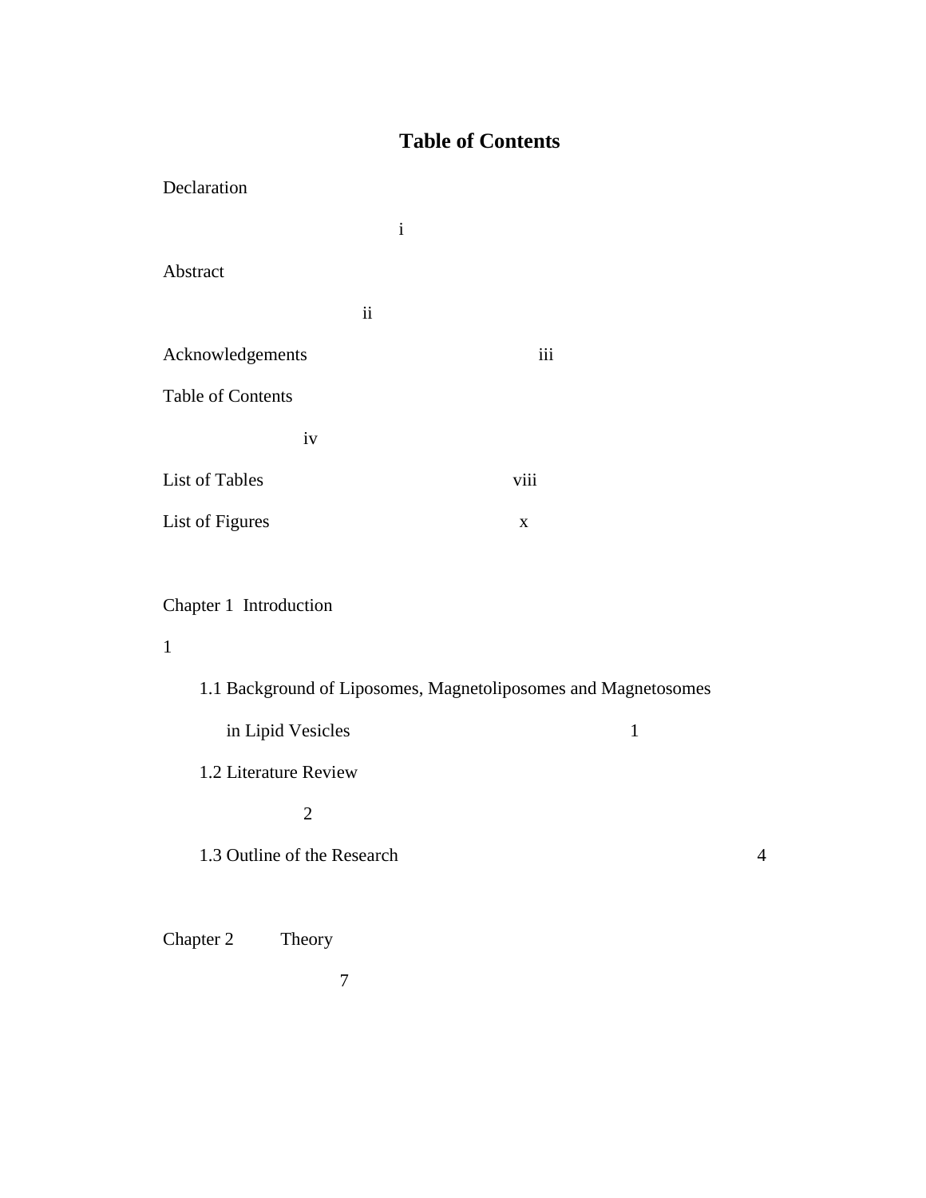# Table of Contents

Declaration i

Abstract ii

Acknowledgements iii

Table of Contents iv

List of Tables viii

List of Figures x

Chapter 1 Introduction 1

- 1.1 Background of Liposomes, Magnetoliposomes and Magnetosomes in Lipid Vesicles 1
- 1.2 Literature Review 2
- 1.3 Outline of the Research 4

Chapter 2 Theory 7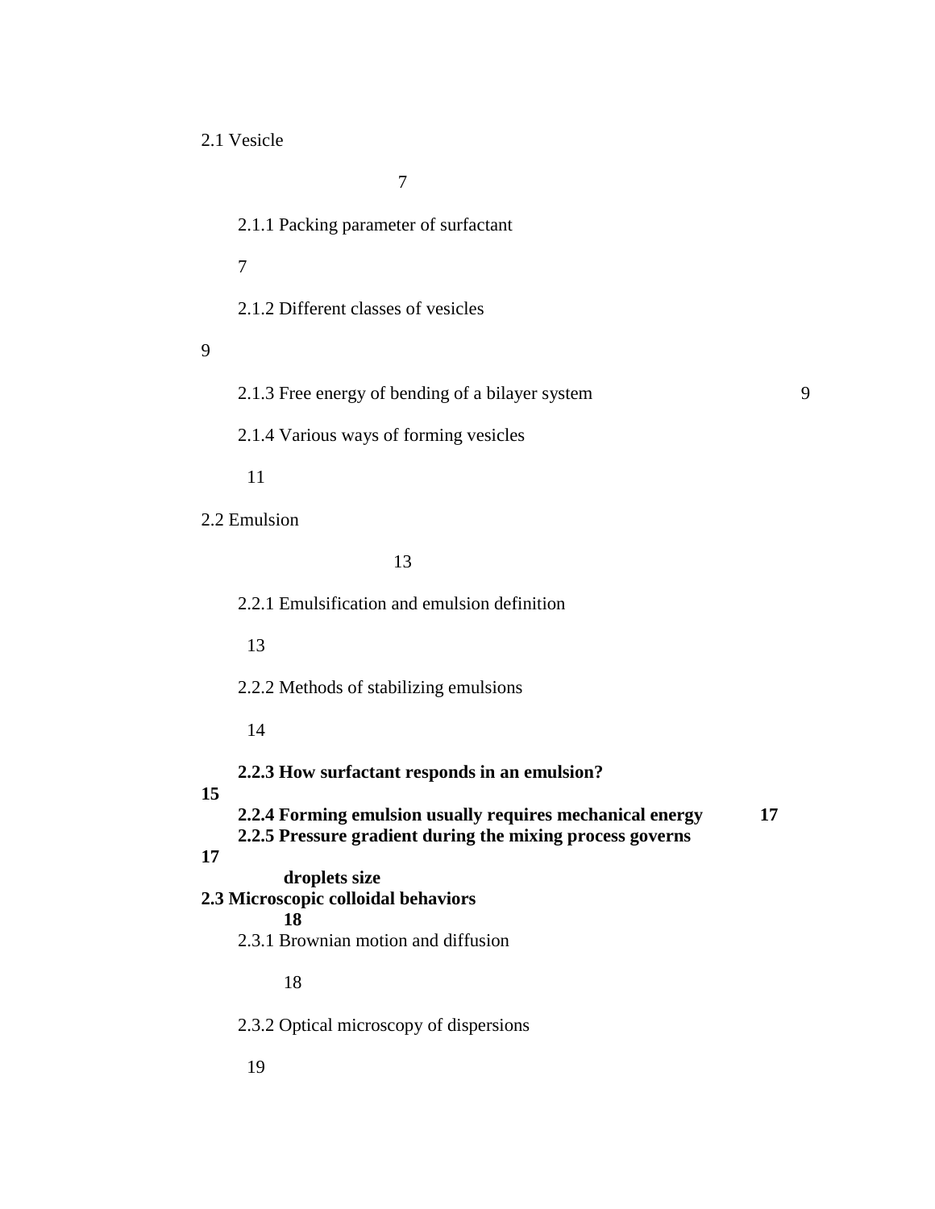2.1 Vesicle 7

2.1.1 Packing parameter of surfactant 7

2.1.2 Different classes of vesicles 9

2.1.3 Free energy of bending of a bilayer system 9

2.1.4 Various ways of forming vesicles 11

2.2 Emulsion 13

2.2.1 Emulsification and emulsion definition 13

2.2.2 Methods of stabilizing emulsions 14

**2.2.3 How surfactant responds in an emulsion? 15**

**2.2.4 Forming emulsion usually requires mechanical energy 17**

**2.2.5 Pressure gradient during the mixing process governs droplets size 17**

**2.3 Microscopic colloidal behaviors 18**

2.3.1 Brownian motion and diffusion 18

2.3.2 Optical microscopy of dispersions 19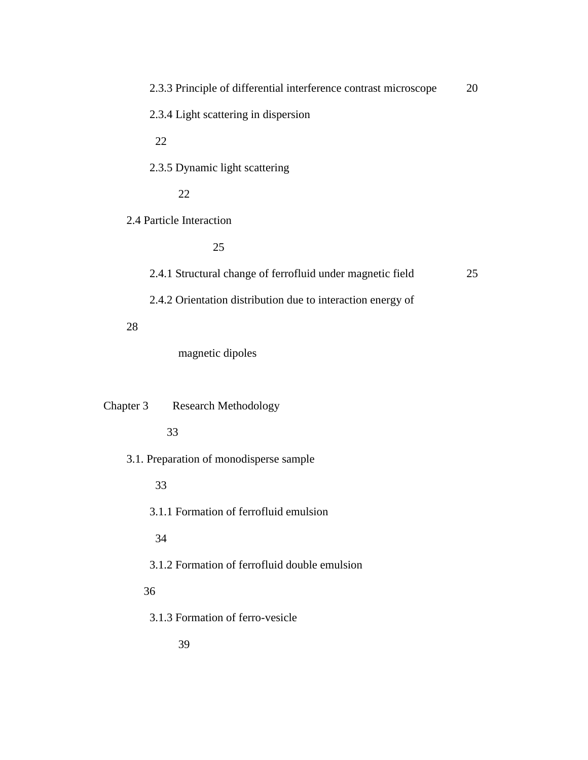2.3.3 Principle of differential interference contrast microscope 20

2.3.4 Light scattering in dispersion 22

2.3.5 Dynamic light scattering 22

2.4 Particle Interaction 25

2.4.1 Structural change of ferrofluid under magnetic field 25

2.4.2 Orientation distribution due to interaction energy of magnetic dipoles 28

Chapter 3 Research Methodology 33

3.1. Preparation of monodisperse sample 33

3.1.1 Formation of ferrofluid emulsion 34

3.1.2 Formation of ferrofluid double emulsion 36

3.1.3 Formation of ferro-vesicle 39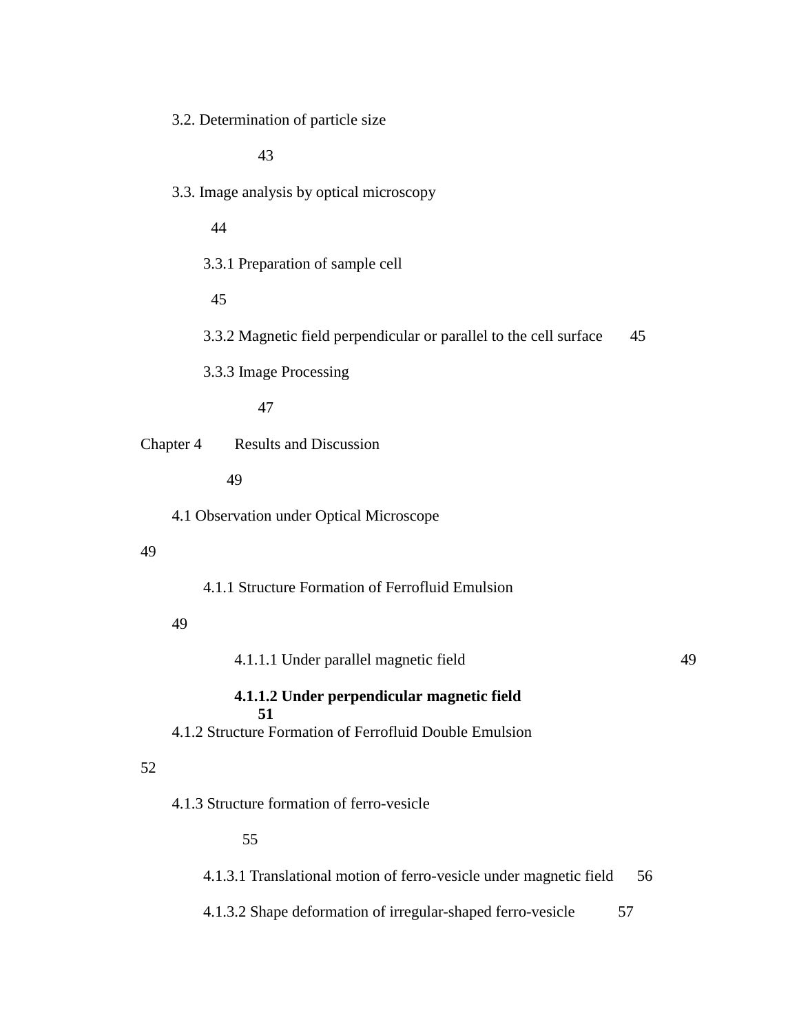3.2. Determination of particle size 43

3.3. Image analysis by optical microscopy 44

3.3.1 Preparation of sample cell 45

3.3.2 Magnetic field perpendicular or parallel to the cell surface 45

3.3.3 Image Processing 47

Chapter 4 Results and Discussion 49

4.1 Observation under Optical Microscope 49

4.1.1 Structure Formation of Ferrofluid Emulsion 49

4.1.1.1 Under parallel magnetic field 49

**4.1.1.2 Under perpendicular magnetic field 51**

4.1.2 Structure Formation of Ferrofluid Double Emulsion 52

4.1.3 Structure formation of ferro-vesicle 55

4.1.3.1 Translational motion of ferro-vesicle under magnetic field 56

4.1.3.2 Shape deformation of irregular-shaped ferro-vesicle 57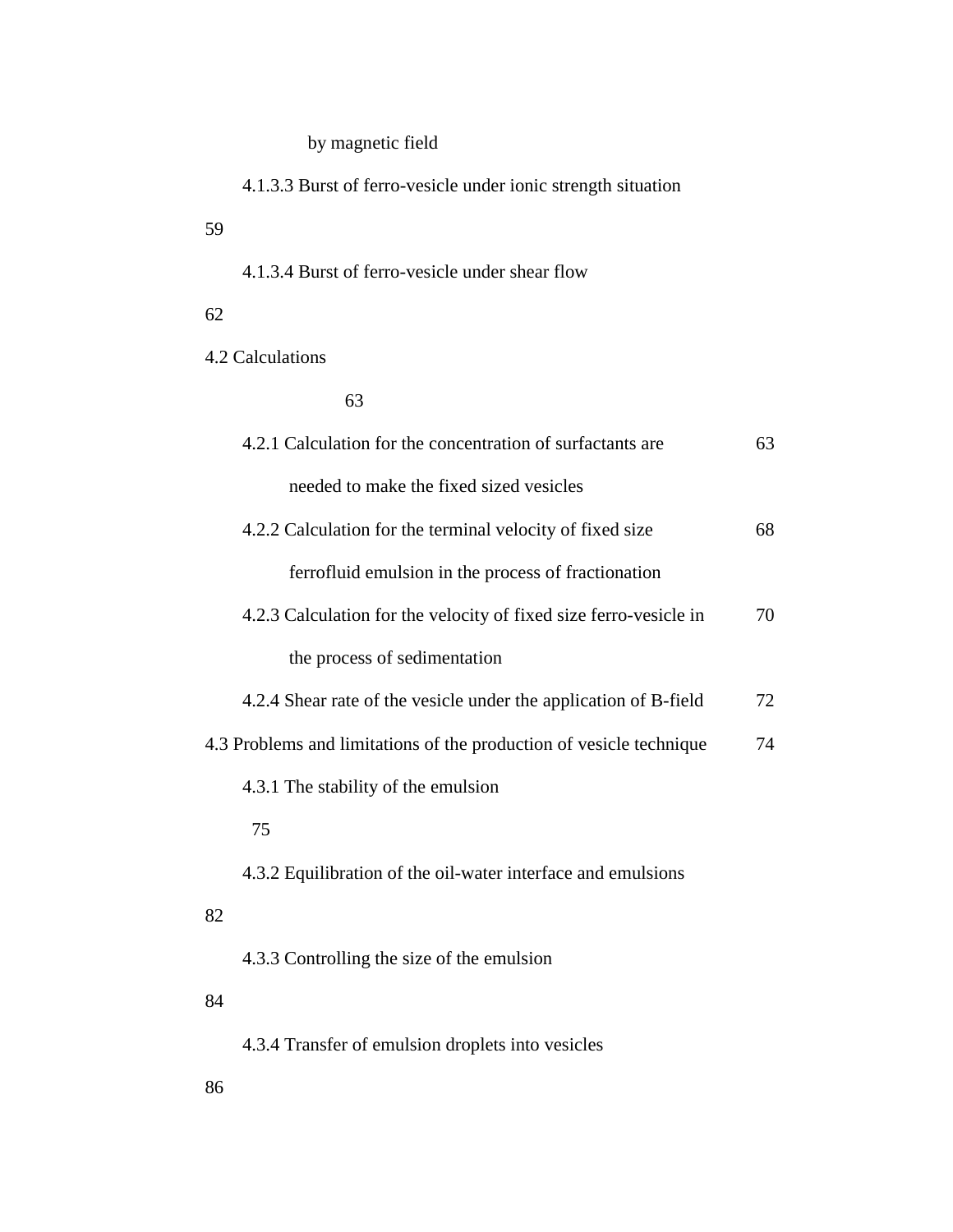by magnetic field

4.1.3.3 Burst of ferro-vesicle under ionic strength situation 59

4.1.3.4 Burst of ferro-vesicle under shear flow 62

4.2 Calculations 63

4.2.1 Calculation for the concentration of surfactants are needed to make the fixed sized vesicles 63

4.2.2 Calculation for the terminal velocity of fixed size ferrofluid emulsion in the process of fractionation 68

4.2.3 Calculation for the velocity of fixed size ferro-vesicle in the process of sedimentation 70

4.2.4 Shear rate of the vesicle under the application of B-field 72

4.3 Problems and limitations of the production of vesicle technique 74

4.3.1 The stability of the emulsion 75

4.3.2 Equilibration of the oil-water interface and emulsions 82

4.3.3 Controlling the size of the emulsion 84

4.3.4 Transfer of emulsion droplets into vesicles 86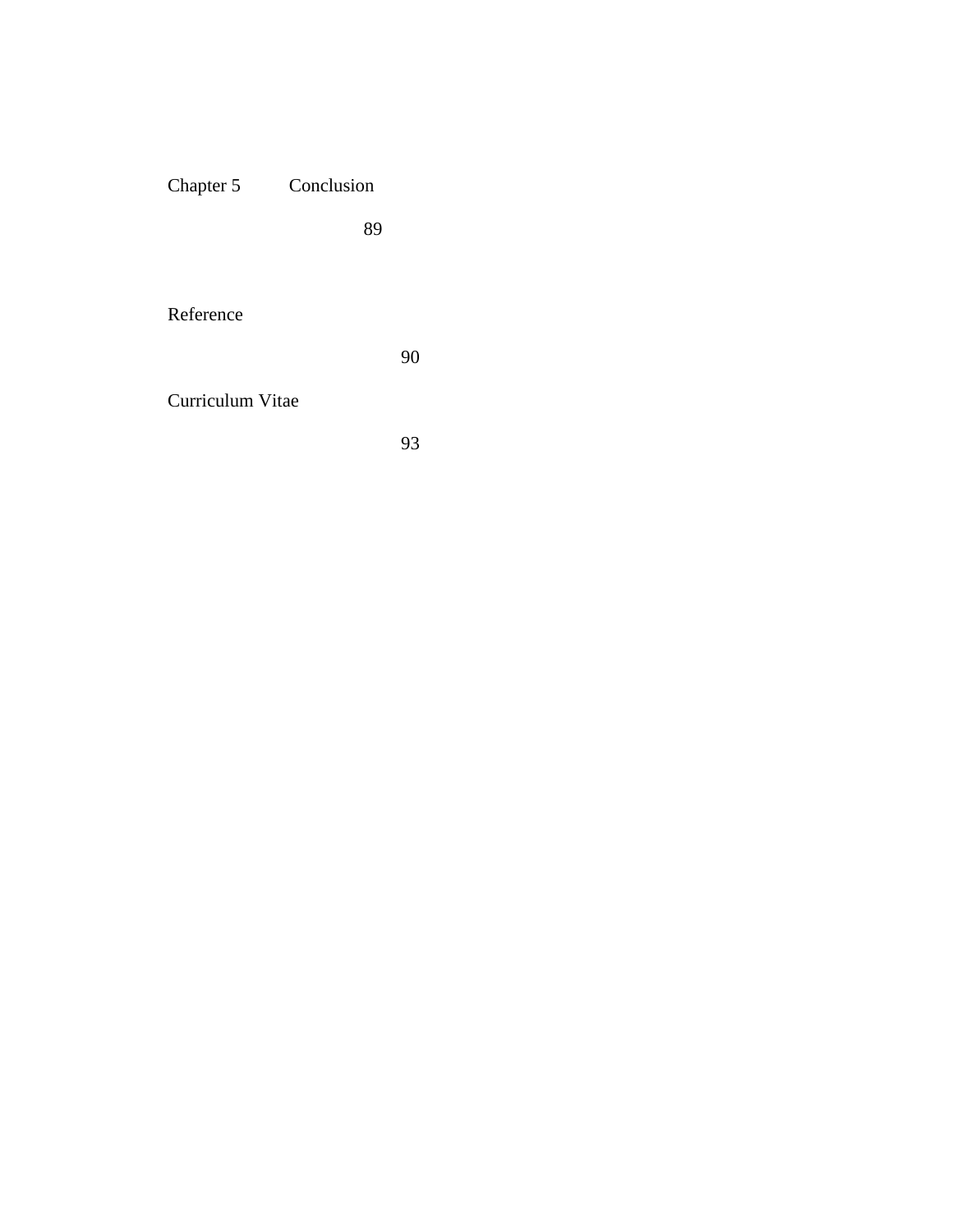Chapter 5 Conclusion 89

Reference 90

Curriculum Vitae 93